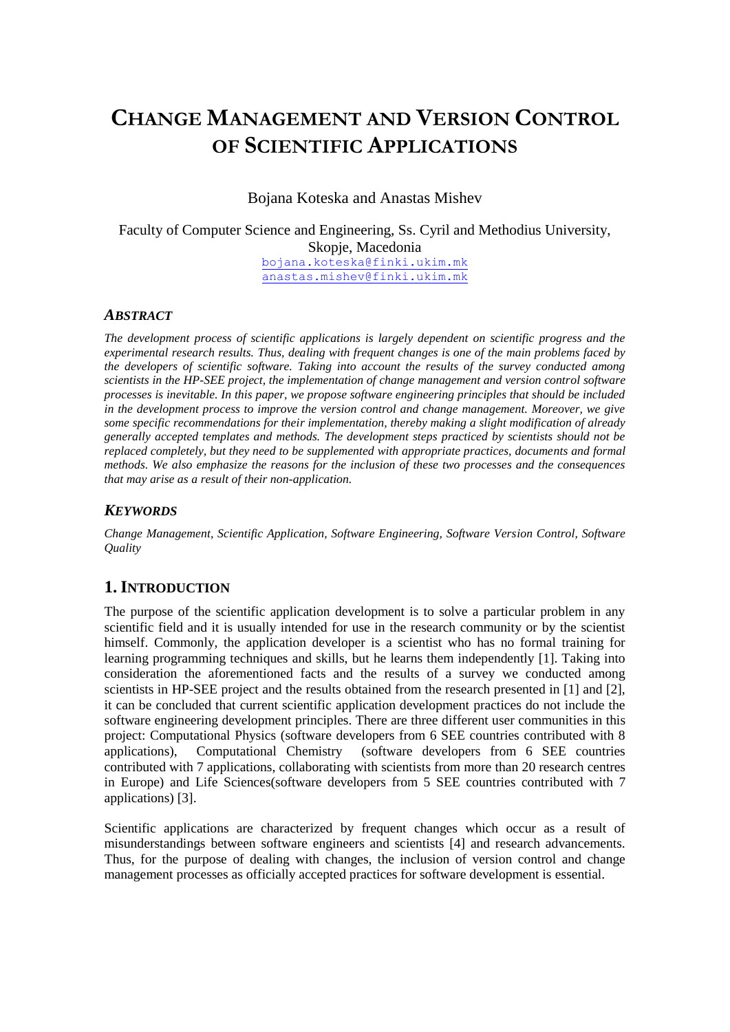# Change Management and Version Control of Scientific Applications

Bojana Koteska and Anastas Mishev

Faculty of Computer Science and Engineering, Ss. Cyril and Methodius University, Skopje, Macedonia
bojana.koteska@finki.ukim.mk
anastas.mishev@finki.ukim.mk

### *Abstract*

*The development process of scientific applications is largely dependent on scientific progress and the experimental research results. Thus, dealing with frequent changes is one of the main problems faced by the developers of scientific software. Taking into account the results of the survey conducted among scientists in the HP-SEE project, the implementation of change management and version control software processes is inevitable. In this paper, we propose software engineering principles that should be included in the development process to improve the version control and change management. Moreover, we give some specific recommendations for their implementation, thereby making a slight modification of already generally accepted templates and methods. The development steps practiced by scientists should not be replaced completely, but they need to be supplemented with appropriate practices, documents and formal methods. We also emphasize the reasons for the inclusion of these two processes and the consequences that may arise as a result of their non-application.*

### *Keywords*

*Change Management, Scientific Application, Software Engineering, Software Version Control, Software Quality*

## 1. Introduction

The purpose of the scientific application development is to solve a particular problem in any scientific field and it is usually intended for use in the research community or by the scientist himself. Commonly, the application developer is a scientist who has no formal training for learning programming techniques and skills, but he learns them independently [1]. Taking into consideration the aforementioned facts and the results of a survey we conducted among scientists in HP-SEE project and the results obtained from the research presented in [1] and [2], it can be concluded that current scientific application development practices do not include the software engineering development principles. There are three different user communities in this project: Computational Physics (software developers from 6 SEE countries contributed with 8 applications), Computational Chemistry (software developers from 6 SEE countries contributed with 7 applications, collaborating with scientists from more than 20 research centres in Europe) and Life Sciences(software developers from 5 SEE countries contributed with 7 applications) [3].

Scientific applications are characterized by frequent changes which occur as a result of misunderstandings between software engineers and scientists [4] and research advancements. Thus, for the purpose of dealing with changes, the inclusion of version control and change management processes as officially accepted practices for software development is essential.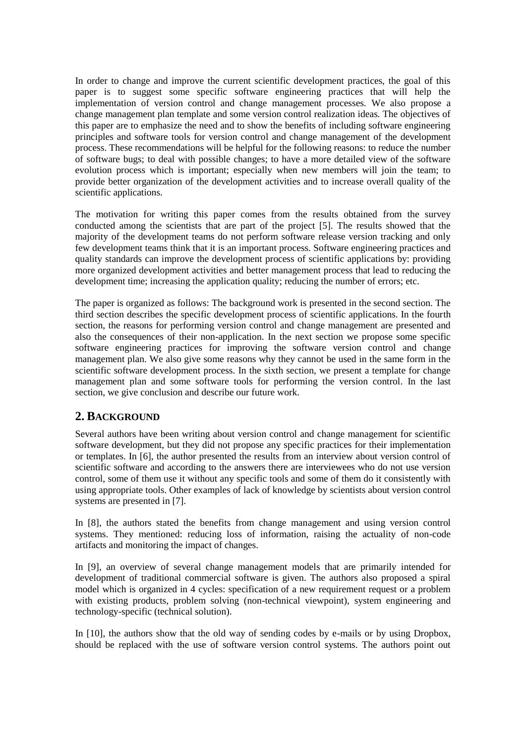In order to change and improve the current scientific development practices, the goal of this paper is to suggest some specific software engineering practices that will help the implementation of version control and change management processes. We also propose a change management plan template and some version control realization ideas. The objectives of this paper are to emphasize the need and to show the benefits of including software engineering principles and software tools for version control and change management of the development process. These recommendations will be helpful for the following reasons: to reduce the number of software bugs; to deal with possible changes; to have a more detailed view of the software evolution process which is important; especially when new members will join the team; to provide better organization of the development activities and to increase overall quality of the scientific applications.

The motivation for writing this paper comes from the results obtained from the survey conducted among the scientists that are part of the project [5]. The results showed that the majority of the development teams do not perform software release version tracking and only few development teams think that it is an important process. Software engineering practices and quality standards can improve the development process of scientific applications by: providing more organized development activities and better management process that lead to reducing the development time; increasing the application quality; reducing the number of errors; etc.

The paper is organized as follows: The background work is presented in the second section. The third section describes the specific development process of scientific applications. In the fourth section, the reasons for performing version control and change management are presented and also the consequences of their non-application. In the next section we propose some specific software engineering practices for improving the software version control and change management plan. We also give some reasons why they cannot be used in the same form in the scientific software development process. In the sixth section, we present a template for change management plan and some software tools for performing the version control. In the last section, we give conclusion and describe our future work.

## 2. BACKGROUND

Several authors have been writing about version control and change management for scientific software development, but they did not propose any specific practices for their implementation or templates. In [6], the author presented the results from an interview about version control of scientific software and according to the answers there are interviewees who do not use version control, some of them use it without any specific tools and some of them do it consistently with using appropriate tools. Other examples of lack of knowledge by scientists about version control systems are presented in [7].

In [8], the authors stated the benefits from change management and using version control systems. They mentioned: reducing loss of information, raising the actuality of non-code artifacts and monitoring the impact of changes.

In [9], an overview of several change management models that are primarily intended for development of traditional commercial software is given. The authors also proposed a spiral model which is organized in 4 cycles: specification of a new requirement request or a problem with existing products, problem solving (non-technical viewpoint), system engineering and technology-specific (technical solution).

In [10], the authors show that the old way of sending codes by e-mails or by using Dropbox, should be replaced with the use of software version control systems. The authors point out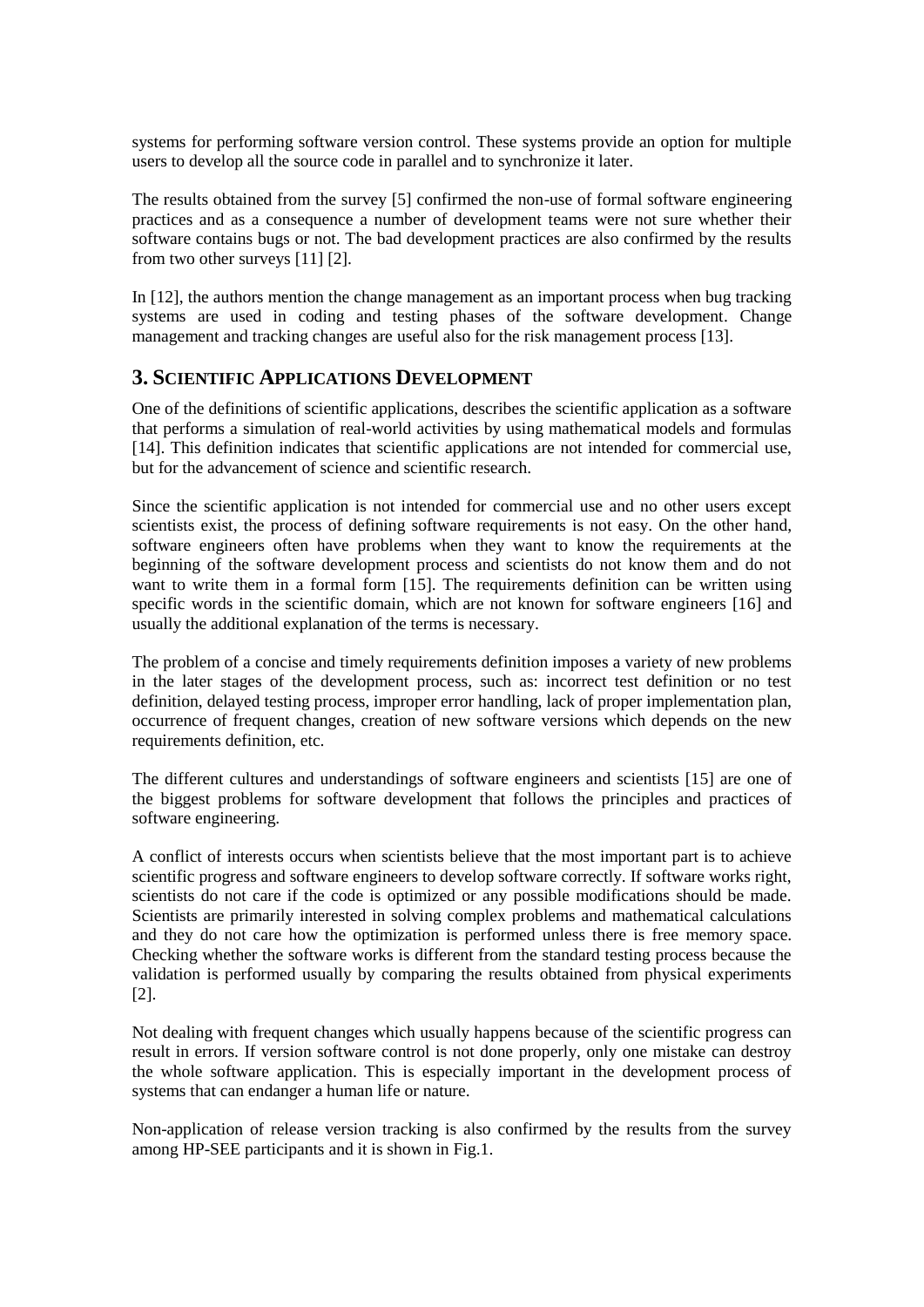systems for performing software version control. These systems provide an option for multiple users to develop all the source code in parallel and to synchronize it later.

The results obtained from the survey [5] confirmed the non-use of formal software engineering practices and as a consequence a number of development teams were not sure whether their software contains bugs or not. The bad development practices are also confirmed by the results from two other surveys [11] [2].

In [12], the authors mention the change management as an important process when bug tracking systems are used in coding and testing phases of the software development. Change management and tracking changes are useful also for the risk management process [13].

## 3. Scientific Applications Development

One of the definitions of scientific applications, describes the scientific application as a software that performs a simulation of real-world activities by using mathematical models and formulas [14]. This definition indicates that scientific applications are not intended for commercial use, but for the advancement of science and scientific research.

Since the scientific application is not intended for commercial use and no other users except scientists exist, the process of defining software requirements is not easy. On the other hand, software engineers often have problems when they want to know the requirements at the beginning of the software development process and scientists do not know them and do not want to write them in a formal form [15]. The requirements definition can be written using specific words in the scientific domain, which are not known for software engineers [16] and usually the additional explanation of the terms is necessary.

The problem of a concise and timely requirements definition imposes a variety of new problems in the later stages of the development process, such as: incorrect test definition or no test definition, delayed testing process, improper error handling, lack of proper implementation plan, occurrence of frequent changes, creation of new software versions which depends on the new requirements definition, etc.

The different cultures and understandings of software engineers and scientists [15] are one of the biggest problems for software development that follows the principles and practices of software engineering.

A conflict of interests occurs when scientists believe that the most important part is to achieve scientific progress and software engineers to develop software correctly. If software works right, scientists do not care if the code is optimized or any possible modifications should be made. Scientists are primarily interested in solving complex problems and mathematical calculations and they do not care how the optimization is performed unless there is free memory space. Checking whether the software works is different from the standard testing process because the validation is performed usually by comparing the results obtained from physical experiments [2].

Not dealing with frequent changes which usually happens because of the scientific progress can result in errors. If version software control is not done properly, only one mistake can destroy the whole software application. This is especially important in the development process of systems that can endanger a human life or nature.

Non-application of release version tracking is also confirmed by the results from the survey among HP-SEE participants and it is shown in Fig.1.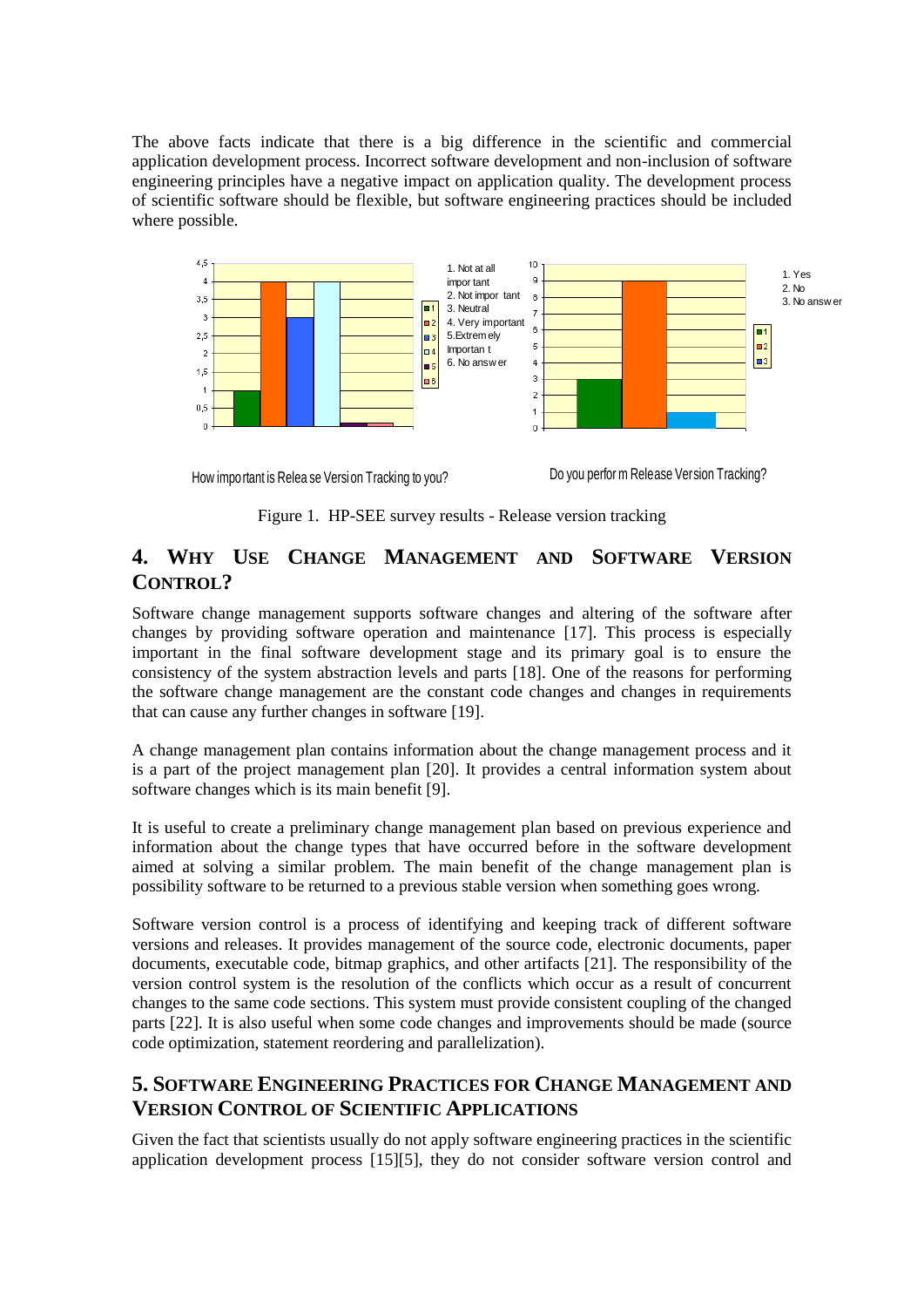The above facts indicate that there is a big difference in the scientific and commercial application development process. Incorrect software development and non-inclusion of software engineering principles have a negative impact on application quality. The development process of scientific software should be flexible, but software engineering practices should be included where possible.

Figure 1. HP-SEE survey results - Release version tracking

## 4. Why Use Change Management and Software Version Control?

Software change management supports software changes and altering of the software after changes by providing software operation and maintenance [17]. This process is especially important in the final software development stage and its primary goal is to ensure the consistency of the system abstraction levels and parts [18]. One of the reasons for performing the software change management are the constant code changes and changes in requirements that can cause any further changes in software [19].

A change management plan contains information about the change management process and it is a part of the project management plan [20]. It provides a central information system about software changes which is its main benefit [9].

It is useful to create a preliminary change management plan based on previous experience and information about the change types that have occurred before in the software development aimed at solving a similar problem. The main benefit of the change management plan is possibility software to be returned to a previous stable version when something goes wrong.

Software version control is a process of identifying and keeping track of different software versions and releases. It provides management of the source code, electronic documents, paper documents, executable code, bitmap graphics, and other artifacts [21]. The responsibility of the version control system is the resolution of the conflicts which occur as a result of concurrent changes to the same code sections. This system must provide consistent coupling of the changed parts [22]. It is also useful when some code changes and improvements should be made (source code optimization, statement reordering and parallelization).

## 5. Software Engineering Practices for Change Management and Version Control of Scientific Applications

Given the fact that scientists usually do not apply software engineering practices in the scientific application development process [15][5], they do not consider software version control and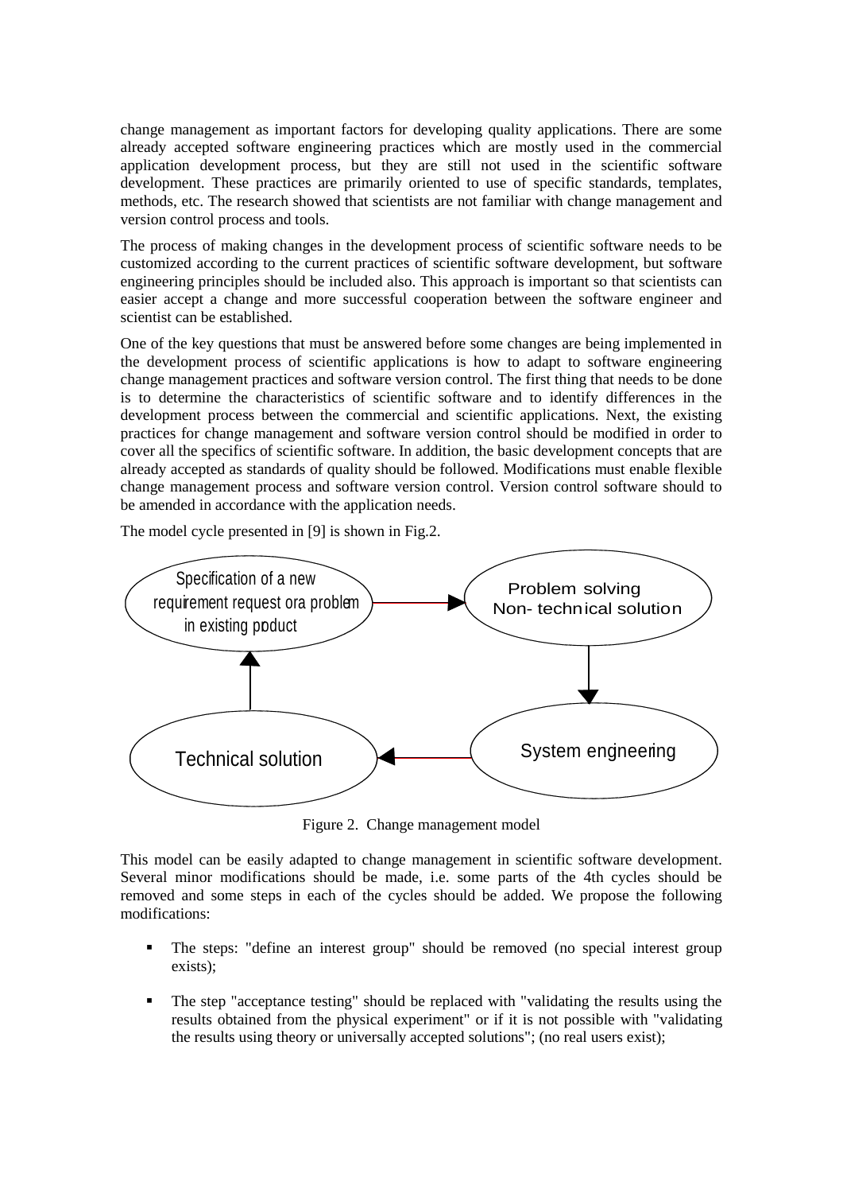change management as important factors for developing quality applications. There are some already accepted software engineering practices which are mostly used in the commercial application development process, but they are still not used in the scientific software development. These practices are primarily oriented to use of specific standards, templates, methods, etc. The research showed that scientists are not familiar with change management and version control process and tools.

The process of making changes in the development process of scientific software needs to be customized according to the current practices of scientific software development, but software engineering principles should be included also. This approach is important so that scientists can easier accept a change and more successful cooperation between the software engineer and scientist can be established.

One of the key questions that must be answered before some changes are being implemented in the development process of scientific applications is how to adapt to software engineering change management practices and software version control. The first thing that needs to be done is to determine the characteristics of scientific software and to identify differences in the development process between the commercial and scientific applications. Next, the existing practices for change management and software version control should be modified in order to cover all the specifics of scientific software. In addition, the basic development concepts that are already accepted as standards of quality should be followed. Modifications must enable flexible change management process and software version control. Version control software should to be amended in accordance with the application needs.

The model cycle presented in [9] is shown in Fig.2.

Specification of a new requirement request ora problem in existing poduct → Problem solving Non- technical solution → System engneering → Technical solution → Specification of a new requirement request ora problem in existing poduct

Figure 2. Change management model

This model can be easily adapted to change management in scientific software development. Several minor modifications should be made, i.e. some parts of the 4th cycles should be removed and some steps in each of the cycles should be added. We propose the following modifications:

- The steps: "define an interest group" should be removed (no special interest group exists);
- The step "acceptance testing" should be replaced with "validating the results using the results obtained from the physical experiment" or if it is not possible with "validating the results using theory or universally accepted solutions"; (no real users exist);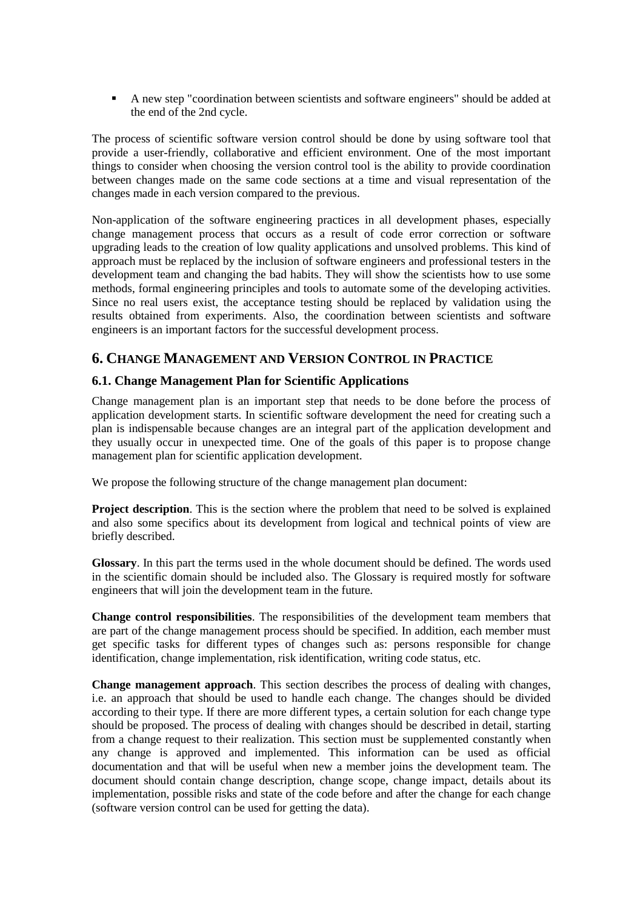- A new step "coordination between scientists and software engineers" should be added at the end of the 2nd cycle.

The process of scientific software version control should be done by using software tool that provide a user-friendly, collaborative and efficient environment. One of the most important things to consider when choosing the version control tool is the ability to provide coordination between changes made on the same code sections at a time and visual representation of the changes made in each version compared to the previous.

Non-application of the software engineering practices in all development phases, especially change management process that occurs as a result of code error correction or software upgrading leads to the creation of low quality applications and unsolved problems. This kind of approach must be replaced by the inclusion of software engineers and professional testers in the development team and changing the bad habits. They will show the scientists how to use some methods, formal engineering principles and tools to automate some of the developing activities. Since no real users exist, the acceptance testing should be replaced by validation using the results obtained from experiments. Also, the coordination between scientists and software engineers is an important factors for the successful development process.

## 6. Change Management and Version Control in Practice

### 6.1. Change Management Plan for Scientific Applications

Change management plan is an important step that needs to be done before the process of application development starts. In scientific software development the need for creating such a plan is indispensable because changes are an integral part of the application development and they usually occur in unexpected time. One of the goals of this paper is to propose change management plan for scientific application development.

We propose the following structure of the change management plan document:

**Project description**. This is the section where the problem that need to be solved is explained and also some specifics about its development from logical and technical points of view are briefly described.

**Glossary**. In this part the terms used in the whole document should be defined. The words used in the scientific domain should be included also. The Glossary is required mostly for software engineers that will join the development team in the future.

**Change control responsibilities**. The responsibilities of the development team members that are part of the change management process should be specified. In addition, each member must get specific tasks for different types of changes such as: persons responsible for change identification, change implementation, risk identification, writing code status, etc.

**Change management approach**. This section describes the process of dealing with changes, i.e. an approach that should be used to handle each change. The changes should be divided according to their type. If there are more different types, a certain solution for each change type should be proposed. The process of dealing with changes should be described in detail, starting from a change request to their realization. This section must be supplemented constantly when any change is approved and implemented. This information can be used as official documentation and that will be useful when new a member joins the development team. The document should contain change description, change scope, change impact, details about its implementation, possible risks and state of the code before and after the change for each change (software version control can be used for getting the data).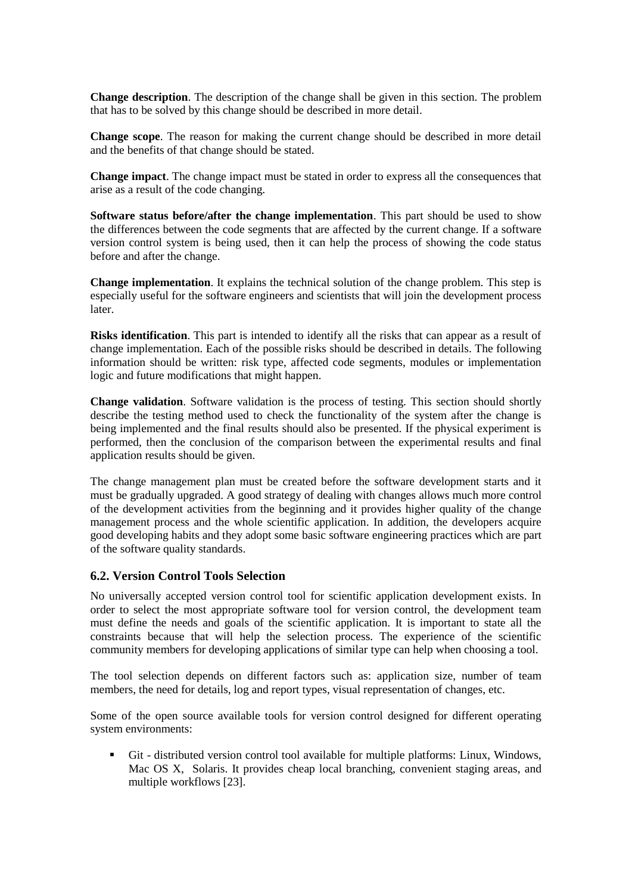**Change description**. The description of the change shall be given in this section. The problem that has to be solved by this change should be described in more detail.

**Change scope**. The reason for making the current change should be described in more detail and the benefits of that change should be stated.

**Change impact**. The change impact must be stated in order to express all the consequences that arise as a result of the code changing.

**Software status before/after the change implementation**. This part should be used to show the differences between the code segments that are affected by the current change. If a software version control system is being used, then it can help the process of showing the code status before and after the change.

**Change implementation**. It explains the technical solution of the change problem. This step is especially useful for the software engineers and scientists that will join the development process later.

**Risks identification**. This part is intended to identify all the risks that can appear as a result of change implementation. Each of the possible risks should be described in details. The following information should be written: risk type, affected code segments, modules or implementation logic and future modifications that might happen.

**Change validation**. Software validation is the process of testing. This section should shortly describe the testing method used to check the functionality of the system after the change is being implemented and the final results should also be presented. If the physical experiment is performed, then the conclusion of the comparison between the experimental results and final application results should be given.

The change management plan must be created before the software development starts and it must be gradually upgraded. A good strategy of dealing with changes allows much more control of the development activities from the beginning and it provides higher quality of the change management process and the whole scientific application. In addition, the developers acquire good developing habits and they adopt some basic software engineering practices which are part of the software quality standards.

### 6.2. Version Control Tools Selection

No universally accepted version control tool for scientific application development exists. In order to select the most appropriate software tool for version control, the development team must define the needs and goals of the scientific application. It is important to state all the constraints because that will help the selection process. The experience of the scientific community members for developing applications of similar type can help when choosing a tool.

The tool selection depends on different factors such as: application size, number of team members, the need for details, log and report types, visual representation of changes, etc.

Some of the open source available tools for version control designed for different operating system environments:

- Git - distributed version control tool available for multiple platforms: Linux, Windows, Mac OS X, Solaris. It provides cheap local branching, convenient staging areas, and multiple workflows [23].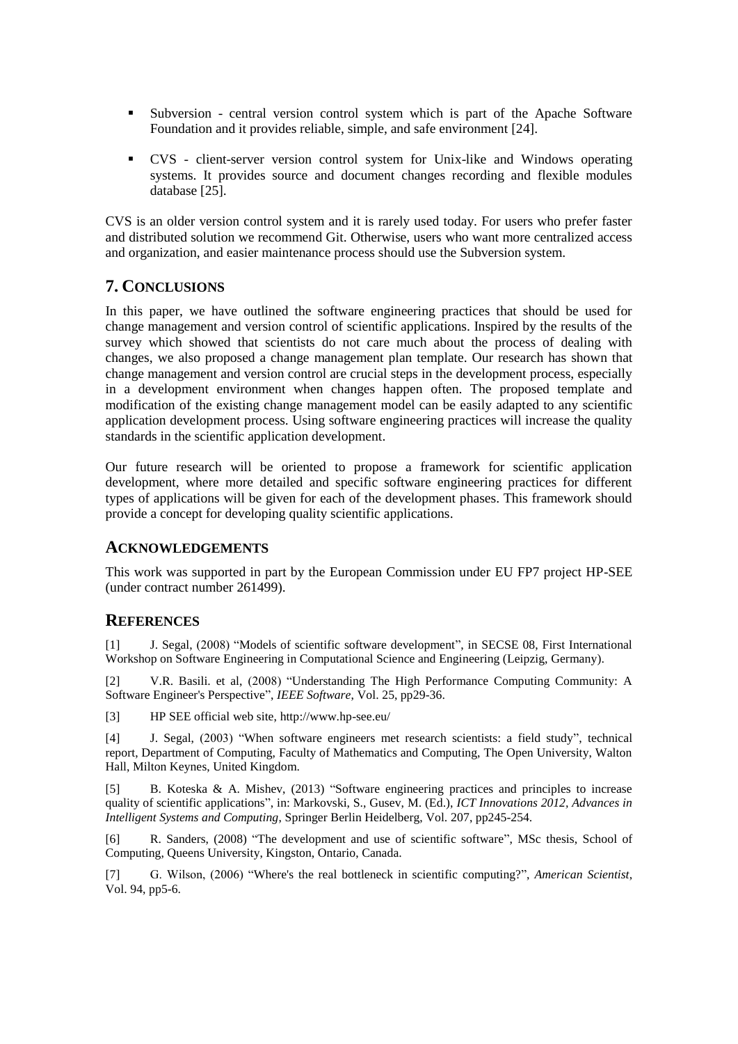- Subversion - central version control system which is part of the Apache Software Foundation and it provides reliable, simple, and safe environment [24].
- CVS - client-server version control system for Unix-like and Windows operating systems. It provides source and document changes recording and flexible modules database [25].

CVS is an older version control system and it is rarely used today. For users who prefer faster and distributed solution we recommend Git. Otherwise, users who want more centralized access and organization, and easier maintenance process should use the Subversion system.

## 7. Conclusions

In this paper, we have outlined the software engineering practices that should be used for change management and version control of scientific applications. Inspired by the results of the survey which showed that scientists do not care much about the process of dealing with changes, we also proposed a change management plan template. Our research has shown that change management and version control are crucial steps in the development process, especially in a development environment when changes happen often. The proposed template and modification of the existing change management model can be easily adapted to any scientific application development process. Using software engineering practices will increase the quality standards in the scientific application development.

Our future research will be oriented to propose a framework for scientific application development, where more detailed and specific software engineering practices for different types of applications will be given for each of the development phases. This framework should provide a concept for developing quality scientific applications.

## Acknowledgements

This work was supported in part by the European Commission under EU FP7 project HP-SEE (under contract number 261499).

## References

[1] J. Segal, (2008) "Models of scientific software development", in SECSE 08, First International Workshop on Software Engineering in Computational Science and Engineering (Leipzig, Germany).

[2] V.R. Basili. et al, (2008) "Understanding The High Performance Computing Community: A Software Engineer's Perspective", *IEEE Software*, Vol. 25, pp29-36.

[3] HP SEE official web site, http://www.hp-see.eu/

[4] J. Segal, (2003) "When software engineers met research scientists: a field study", technical report, Department of Computing, Faculty of Mathematics and Computing, The Open University, Walton Hall, Milton Keynes, United Kingdom.

[5] B. Koteska & A. Mishev, (2013) "Software engineering practices and principles to increase quality of scientific applications", in: Markovski, S., Gusev, M. (Ed.), *ICT Innovations 2012, Advances in Intelligent Systems and Computing*, Springer Berlin Heidelberg, Vol. 207, pp245-254.

[6] R. Sanders, (2008) "The development and use of scientific software", MSc thesis, School of Computing, Queens University, Kingston, Ontario, Canada.

[7] G. Wilson, (2006) "Where's the real bottleneck in scientific computing?", *American Scientist*, Vol. 94, pp5-6.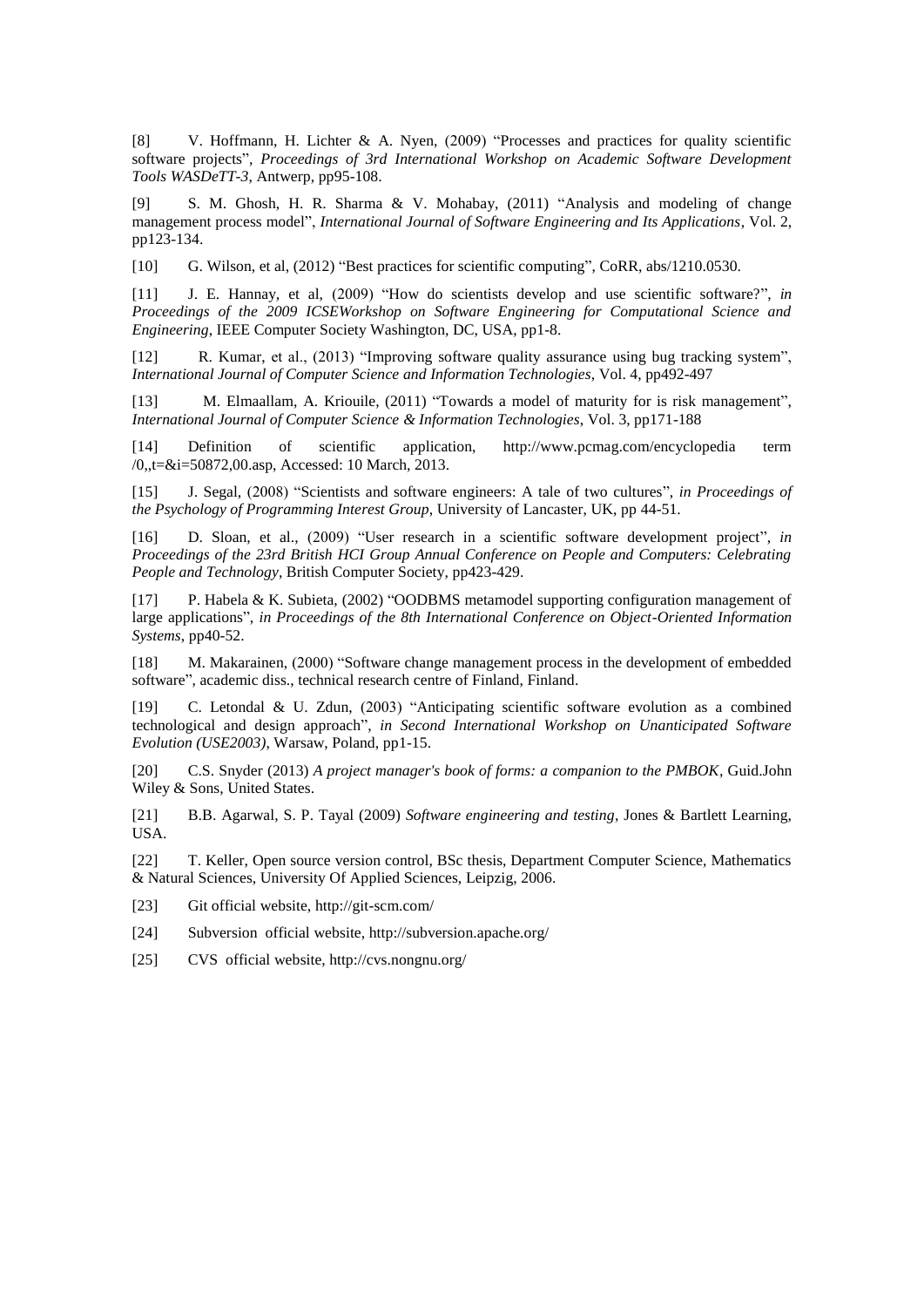[8] V. Hoffmann, H. Lichter & A. Nyen, (2009) "Processes and practices for quality scientific software projects", *Proceedings of 3rd International Workshop on Academic Software Development Tools WASDeTT-3*, Antwerp, pp95-108.

[9] S. M. Ghosh, H. R. Sharma & V. Mohabay, (2011) "Analysis and modeling of change management process model", *International Journal of Software Engineering and Its Applications*, Vol. 2, pp123-134.

[10] G. Wilson, et al, (2012) "Best practices for scientific computing", CoRR, abs/1210.0530.

[11] J. E. Hannay, et al, (2009) "How do scientists develop and use scientific software?", *in Proceedings of the 2009 ICSEWorkshop on Software Engineering for Computational Science and Engineering*, IEEE Computer Society Washington, DC, USA, pp1-8.

[12] R. Kumar, et al., (2013) "Improving software quality assurance using bug tracking system", *International Journal of Computer Science and Information Technologies*, Vol. 4, pp492-497

[13] M. Elmaallam, A. Kriouile, (2011) "Towards a model of maturity for is risk management", *International Journal of Computer Science & Information Technologies*, Vol. 3, pp171-188

[14] Definition of scientific application, http://www.pcmag.com/encyclopedia term /0,,t=&i=50872,00.asp, Accessed: 10 March, 2013.

[15] J. Segal, (2008) "Scientists and software engineers: A tale of two cultures", *in Proceedings of the Psychology of Programming Interest Group*, University of Lancaster, UK, pp 44-51.

[16] D. Sloan, et al., (2009) "User research in a scientific software development project", *in Proceedings of the 23rd British HCI Group Annual Conference on People and Computers: Celebrating People and Technology*, British Computer Society, pp423-429.

[17] P. Habela & K. Subieta, (2002) "OODBMS metamodel supporting configuration management of large applications", *in Proceedings of the 8th International Conference on Object-Oriented Information Systems*, pp40-52.

[18] M. Makarainen, (2000) "Software change management process in the development of embedded software", academic diss., technical research centre of Finland, Finland.

[19] C. Letondal & U. Zdun, (2003) "Anticipating scientific software evolution as a combined technological and design approach", *in Second International Workshop on Unanticipated Software Evolution (USE2003)*, Warsaw, Poland, pp1-15.

[20] C.S. Snyder (2013) *A project manager's book of forms: a companion to the PMBOK*, Guid.John Wiley & Sons, United States.

[21] B.B. Agarwal, S. P. Tayal (2009) *Software engineering and testing*, Jones & Bartlett Learning, USA.

[22] T. Keller, Open source version control, BSc thesis, Department Computer Science, Mathematics & Natural Sciences, University Of Applied Sciences, Leipzig, 2006.

[23] Git official website, http://git-scm.com/

[24] Subversion official website, http://subversion.apache.org/

[25] CVS official website, http://cvs.nongnu.org/